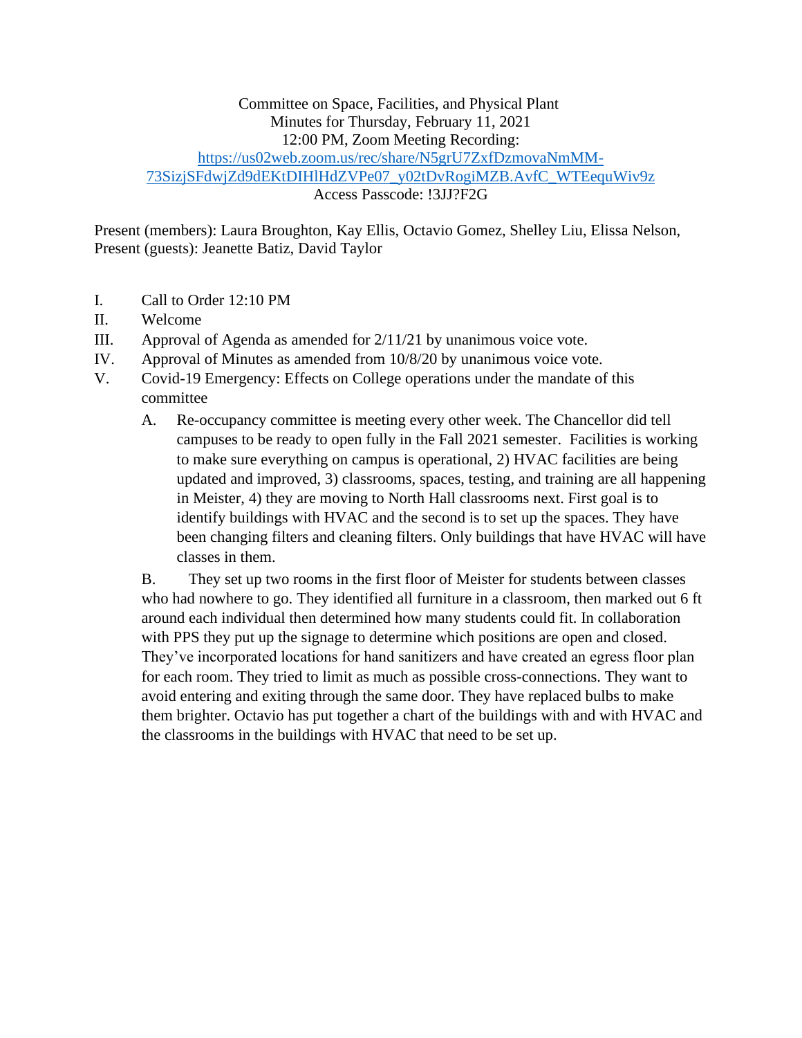Committee on Space, Facilities, and Physical Plant
Minutes for Thursday, February 11, 2021
12:00 PM, Zoom Meeting Recording:
[https://us02web.zoom.us/rec/share/N5grU7ZxfDzmovaNmMM-73SizjSFdwjZd9dEKtDIHlHdZVPe07_y02tDvRogiMZB.AvfC_WTEequWiv9z](https://us02web.zoom.us/rec/share/N5grU7ZxfDzmovaNmMM-73SizjSFdwjZd9dEKtDIHlHdZVPe07_y02tDvRogiMZB.AvfC_WTEequWiv9z)
Access Passcode: !3JJ?F2G

Present (members): Laura Broughton, Kay Ellis, Octavio Gomez, Shelley Liu, Elissa Nelson,
Present (guests): Jeanette Batiz, David Taylor

I. Call to Order 12:10 PM
II. Welcome
III. Approval of Agenda as amended for 2/11/21 by unanimous voice vote.
IV. Approval of Minutes as amended from 10/8/20 by unanimous voice vote.
V. Covid-19 Emergency: Effects on College operations under the mandate of this committee
   A. Re-occupancy committee is meeting every other week. The Chancellor did tell campuses to be ready to open fully in the Fall 2021 semester. Facilities is working to make sure everything on campus is operational, 2) HVAC facilities are being updated and improved, 3) classrooms, spaces, testing, and training are all happening in Meister, 4) they are moving to North Hall classrooms next. First goal is to identify buildings with HVAC and the second is to set up the spaces. They have been changing filters and cleaning filters. Only buildings that have HVAC will have classes in them.
   B. They set up two rooms in the first floor of Meister for students between classes who had nowhere to go. They identified all furniture in a classroom, then marked out 6 ft around each individual then determined how many students could fit. In collaboration with PPS they put up the signage to determine which positions are open and closed. They've incorporated locations for hand sanitizers and have created an egress floor plan for each room. They tried to limit as much as possible cross-connections. They want to avoid entering and exiting through the same door. They have replaced bulbs to make them brighter. Octavio has put together a chart of the buildings with and with HVAC and the classrooms in the buildings with HVAC that need to be set up.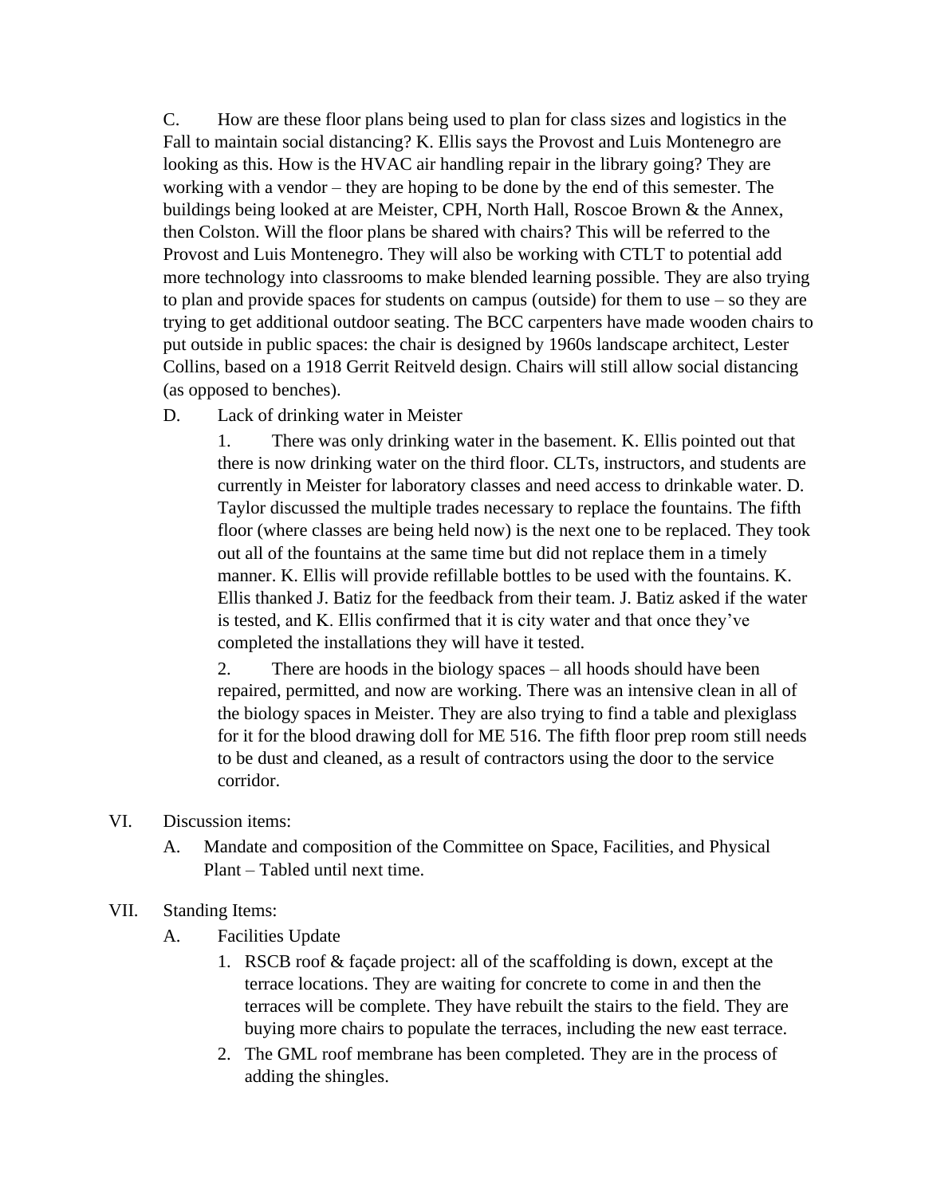C. How are these floor plans being used to plan for class sizes and logistics in the Fall to maintain social distancing? K. Ellis says the Provost and Luis Montenegro are looking as this. How is the HVAC air handling repair in the library going? They are working with a vendor – they are hoping to be done by the end of this semester. The buildings being looked at are Meister, CPH, North Hall, Roscoe Brown & the Annex, then Colston. Will the floor plans be shared with chairs? This will be referred to the Provost and Luis Montenegro. They will also be working with CTLT to potential add more technology into classrooms to make blended learning possible. They are also trying to plan and provide spaces for students on campus (outside) for them to use – so they are trying to get additional outdoor seating. The BCC carpenters have made wooden chairs to put outside in public spaces: the chair is designed by 1960s landscape architect, Lester Collins, based on a 1918 Gerrit Reitveld design. Chairs will still allow social distancing (as opposed to benches).

D. Lack of drinking water in Meister

1. There was only drinking water in the basement. K. Ellis pointed out that there is now drinking water on the third floor. CLTs, instructors, and students are currently in Meister for laboratory classes and need access to drinkable water. D. Taylor discussed the multiple trades necessary to replace the fountains. The fifth floor (where classes are being held now) is the next one to be replaced. They took out all of the fountains at the same time but did not replace them in a timely manner. K. Ellis will provide refillable bottles to be used with the fountains. K. Ellis thanked J. Batiz for the feedback from their team. J. Batiz asked if the water is tested, and K. Ellis confirmed that it is city water and that once they've completed the installations they will have it tested.

2. There are hoods in the biology spaces – all hoods should have been repaired, permitted, and now are working. There was an intensive clean in all of the biology spaces in Meister. They are also trying to find a table and plexiglass for it for the blood drawing doll for ME 516. The fifth floor prep room still needs to be dust and cleaned, as a result of contractors using the door to the service corridor.

VI. Discussion items:

A. Mandate and composition of the Committee on Space, Facilities, and Physical Plant – Tabled until next time.

VII. Standing Items:

A. Facilities Update

1. RSCB roof & façade project: all of the scaffolding is down, except at the terrace locations. They are waiting for concrete to come in and then the terraces will be complete. They have rebuilt the stairs to the field. They are buying more chairs to populate the terraces, including the new east terrace.
2. The GML roof membrane has been completed. They are in the process of adding the shingles.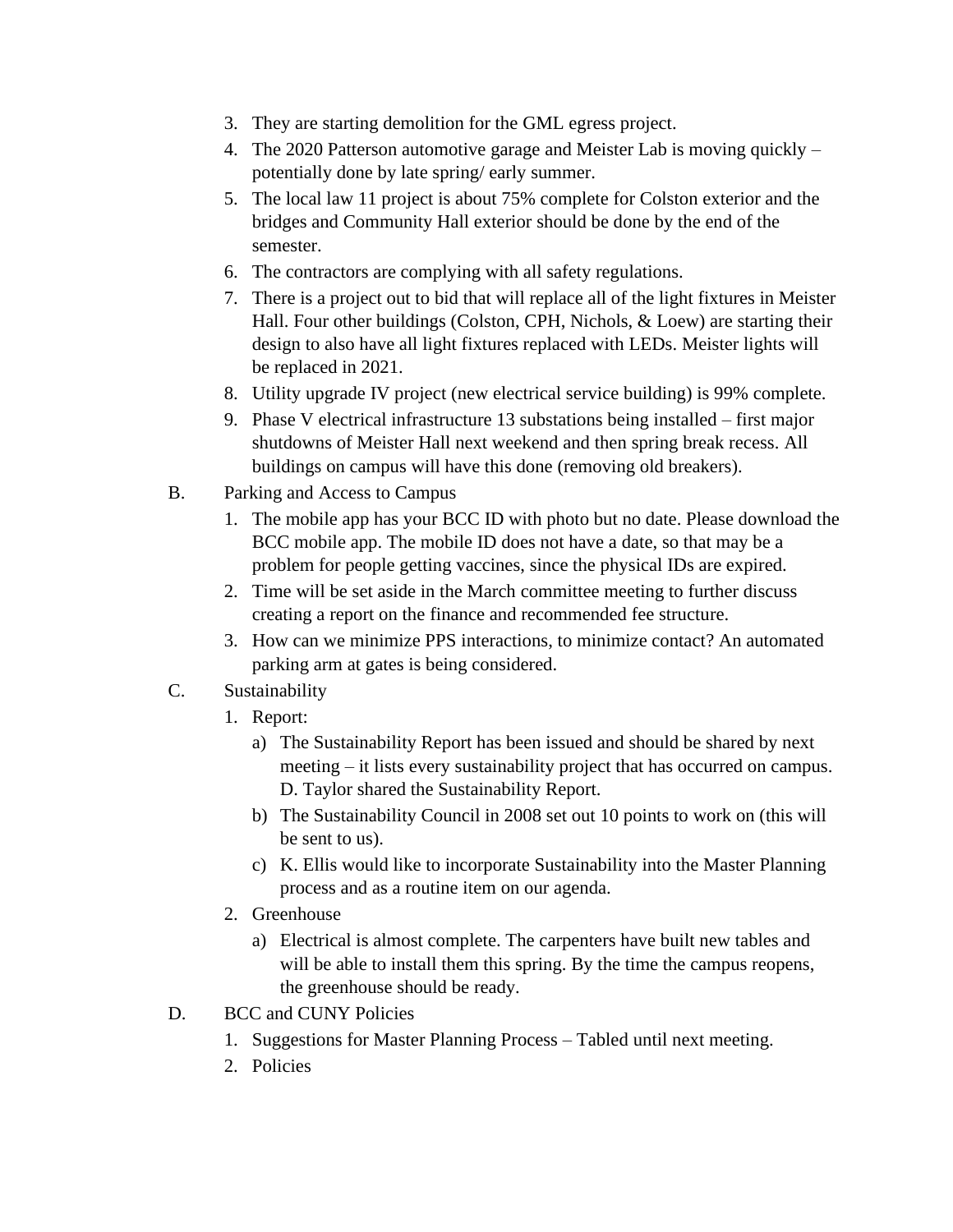3. They are starting demolition for the GML egress project.
4. The 2020 Patterson automotive garage and Meister Lab is moving quickly – potentially done by late spring/ early summer.
5. The local law 11 project is about 75% complete for Colston exterior and the bridges and Community Hall exterior should be done by the end of the semester.
6. The contractors are complying with all safety regulations.
7. There is a project out to bid that will replace all of the light fixtures in Meister Hall. Four other buildings (Colston, CPH, Nichols, & Loew) are starting their design to also have all light fixtures replaced with LEDs. Meister lights will be replaced in 2021.
8. Utility upgrade IV project (new electrical service building) is 99% complete.
9. Phase V electrical infrastructure 13 substations being installed – first major shutdowns of Meister Hall next weekend and then spring break recess. All buildings on campus will have this done (removing old breakers).

B. Parking and Access to Campus

1. The mobile app has your BCC ID with photo but no date. Please download the BCC mobile app. The mobile ID does not have a date, so that may be a problem for people getting vaccines, since the physical IDs are expired.
2. Time will be set aside in the March committee meeting to further discuss creating a report on the finance and recommended fee structure.
3. How can we minimize PPS interactions, to minimize contact? An automated parking arm at gates is being considered.

C. Sustainability

1. Report:
   a) The Sustainability Report has been issued and should be shared by next meeting – it lists every sustainability project that has occurred on campus. D. Taylor shared the Sustainability Report.
   b) The Sustainability Council in 2008 set out 10 points to work on (this will be sent to us).
   c) K. Ellis would like to incorporate Sustainability into the Master Planning process and as a routine item on our agenda.
2. Greenhouse
   a) Electrical is almost complete. The carpenters have built new tables and will be able to install them this spring. By the time the campus reopens, the greenhouse should be ready.

D. BCC and CUNY Policies

1. Suggestions for Master Planning Process – Tabled until next meeting.
2. Policies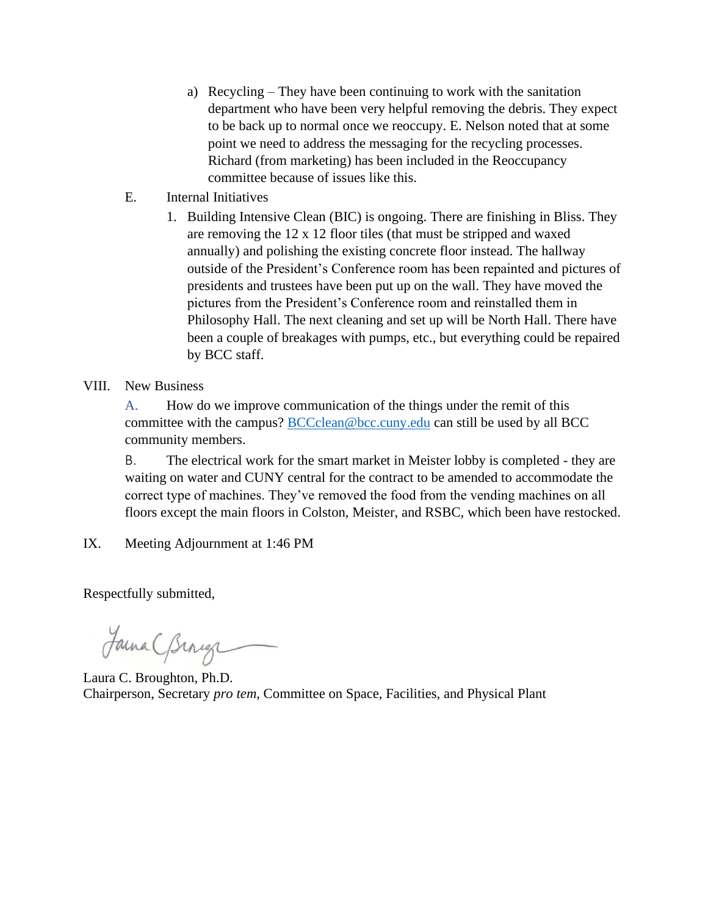a) Recycling – They have been continuing to work with the sanitation department who have been very helpful removing the debris. They expect to be back up to normal once we reoccupy. E. Nelson noted that at some point we need to address the messaging for the recycling processes. Richard (from marketing) has been included in the Reoccupancy committee because of issues like this.

E. Internal Initiatives

1. Building Intensive Clean (BIC) is ongoing. There are finishing in Bliss. They are removing the 12 x 12 floor tiles (that must be stripped and waxed annually) and polishing the existing concrete floor instead. The hallway outside of the President's Conference room has been repainted and pictures of presidents and trustees have been put up on the wall. They have moved the pictures from the President's Conference room and reinstalled them in Philosophy Hall. The next cleaning and set up will be North Hall. There have been a couple of breakages with pumps, etc., but everything could be repaired by BCC staff.

VIII. New Business

A. How do we improve communication of the things under the remit of this committee with the campus? [BCCclean@bcc.cuny.edu](mailto:BCCclean@bcc.cuny.edu) can still be used by all BCC community members.

B. The electrical work for the smart market in Meister lobby is completed - they are waiting on water and CUNY central for the contract to be amended to accommodate the correct type of machines. They've removed the food from the vending machines on all floors except the main floors in Colston, Meister, and RSBC, which been have restocked.

IX. Meeting Adjournment at 1:46 PM

Respectfully submitted,

Laura C. Broughton, Ph.D.
Chairperson, Secretary *pro tem*, Committee on Space, Facilities, and Physical Plant